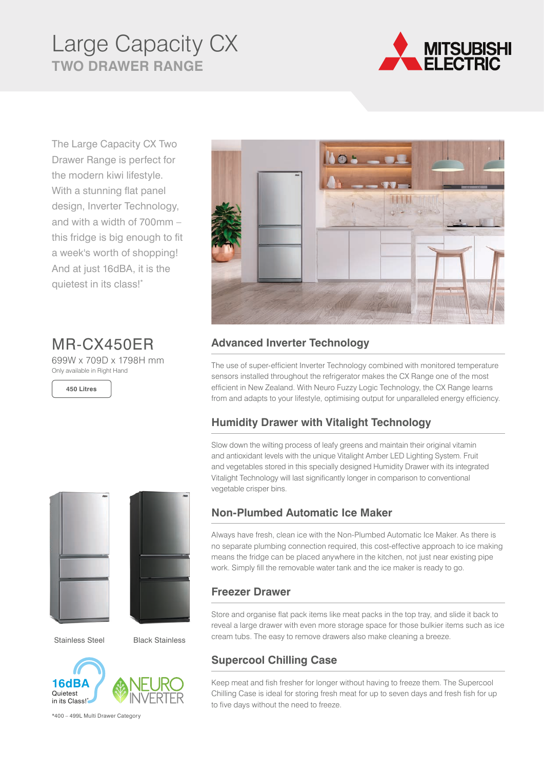# Large Capacity CX

## TWO DRAWER RANGE

The Large Capacity CX Two Drawer Range is perfect for the modern kiwi lifestyle. With a stunning flat panel design, Inverter Technology, and with a width of 700mm – this fridge is big enough to fit a week's worth of shopping! And at just 16dBA, it is the quietest in its class!*

## MR-CX450ER

699W x 709D x 1798H mm

Only available in Right Hand

450 Litres

Stainless Steel

Black Stainless

16dBA Quietest in its Class!*

NEURO INVERTER

*400 – 499L Multi Drawer Category

### Advanced Inverter Technology

The use of super-efficient Inverter Technology combined with monitored temperature sensors installed throughout the refrigerator makes the CX Range one of the most efficient in New Zealand. With Neuro Fuzzy Logic Technology, the CX Range learns from and adapts to your lifestyle, optimising output for unparalleled energy efficiency.

### Humidity Drawer with Vitalight Technology

Slow down the wilting process of leafy greens and maintain their original vitamin and antioxidant levels with the unique Vitalight Amber LED Lighting System. Fruit and vegetables stored in this specially designed Humidity Drawer with its integrated Vitalight Technology will last significantly longer in comparison to conventional vegetable crisper bins.

### Non-Plumbed Automatic Ice Maker

Always have fresh, clean ice with the Non-Plumbed Automatic Ice Maker. As there is no separate plumbing connection required, this cost-effective approach to ice making means the fridge can be placed anywhere in the kitchen, not just near existing pipe work. Simply fill the removable water tank and the ice maker is ready to go.

### Freezer Drawer

Store and organise flat pack items like meat packs in the top tray, and slide it back to reveal a large drawer with even more storage space for those bulkier items such as ice cream tubs. The easy to remove drawers also make cleaning a breeze.

### Supercool Chilling Case

Keep meat and fish fresher for longer without having to freeze them. The Supercool Chilling Case is ideal for storing fresh meat for up to seven days and fresh fish for up to five days without the need to freeze.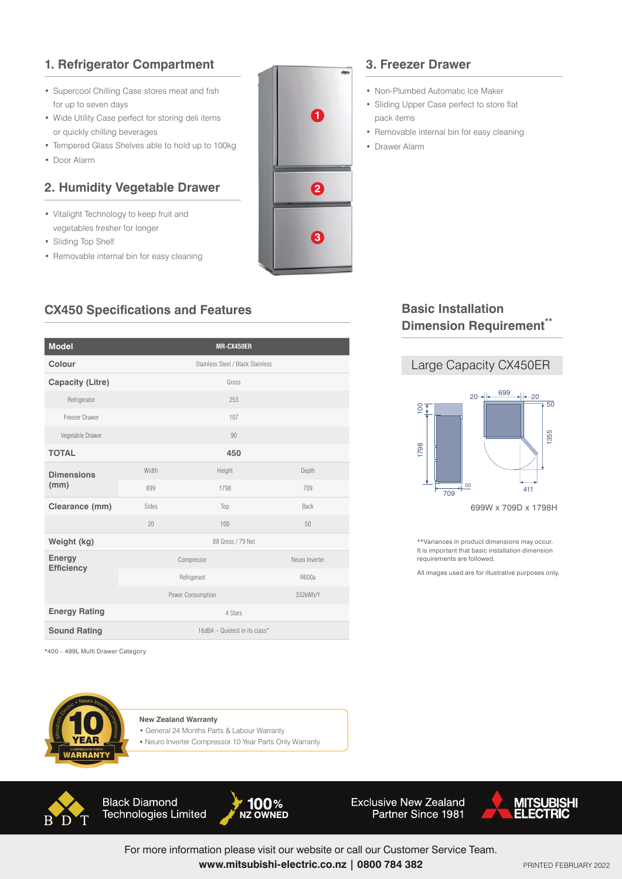## 1. Refrigerator Compartment

- Supercool Chilling Case stores meat and fish for up to seven days
- Wide Utility Case perfect for storing deli items or quickly chilling beverages
- Tempered Glass Shelves able to hold up to 100kg
- Door Alarm

## 2. Humidity Vegetable Drawer

- Vitalight Technology to keep fruit and vegetables fresher for longer
- Sliding Top Shelf
- Removable internal bin for easy cleaning

## 3. Freezer Drawer

- Non-Plumbed Automatic Ice Maker
- Sliding Upper Case perfect to store flat pack items
- Removable internal bin for easy cleaning
- Drawer Alarm

## CX450 Specifications and Features

| Model | MR-CX450ER | | |
|---|---|---|---|
| Colour | Stainless Steel / Black Stainless | | |
| Capacity (Litre) | Gross | | |
| Refrigerator | 253 | | |
| Freezer Drawer | 107 | | |
| Vegetable Drawer | 90 | | |
| TOTAL | 450 | | |
| Dimensions (mm) | Width | Height | Depth |
| | 699 | 1798 | 709 |
| Clearance (mm) | Sides | Top | Back |
| | 20 | 100 | 50 |
| Weight (kg) | 88 Gross / 79 Net | | |
| Energy Efficiency | Compressor | | Neuro Inverter |
| | Refrigerant | | R600a |
| | Power Consumption | | 332kWh/Y |
| Energy Rating | 4 Stars | | |
| Sound Rating | 16dBA – Quietest in its class* | | |

*400 – 499L Multi Drawer Category

## Basic Installation Dimension Requirement**

### Large Capacity CX450ER

100
1798
709
50
20
699
20
50
1355
411

699W x 709D x 1798H

**Variances in product dimensions may occur. It is important that basic installation dimension requirements are followed.

All images used are for illustrative purposes only.

10 YEAR COMPRESSOR PARTS WARRANTY

**New Zealand Warranty**

- General 24 Months Parts & Labour Warranty
- Neuro Inverter Compressor 10 Year Parts Only Warranty

Black Diamond Technologies Limited

100% NZ OWNED

Exclusive New Zealand Partner Since 1981

MITSUBISHI ELECTRIC

For more information please visit our website or call our Customer Service Team.
**www.mitsubishi-electric.co.nz | 0800 784 382**

PRINTED FEBRUARY 2022